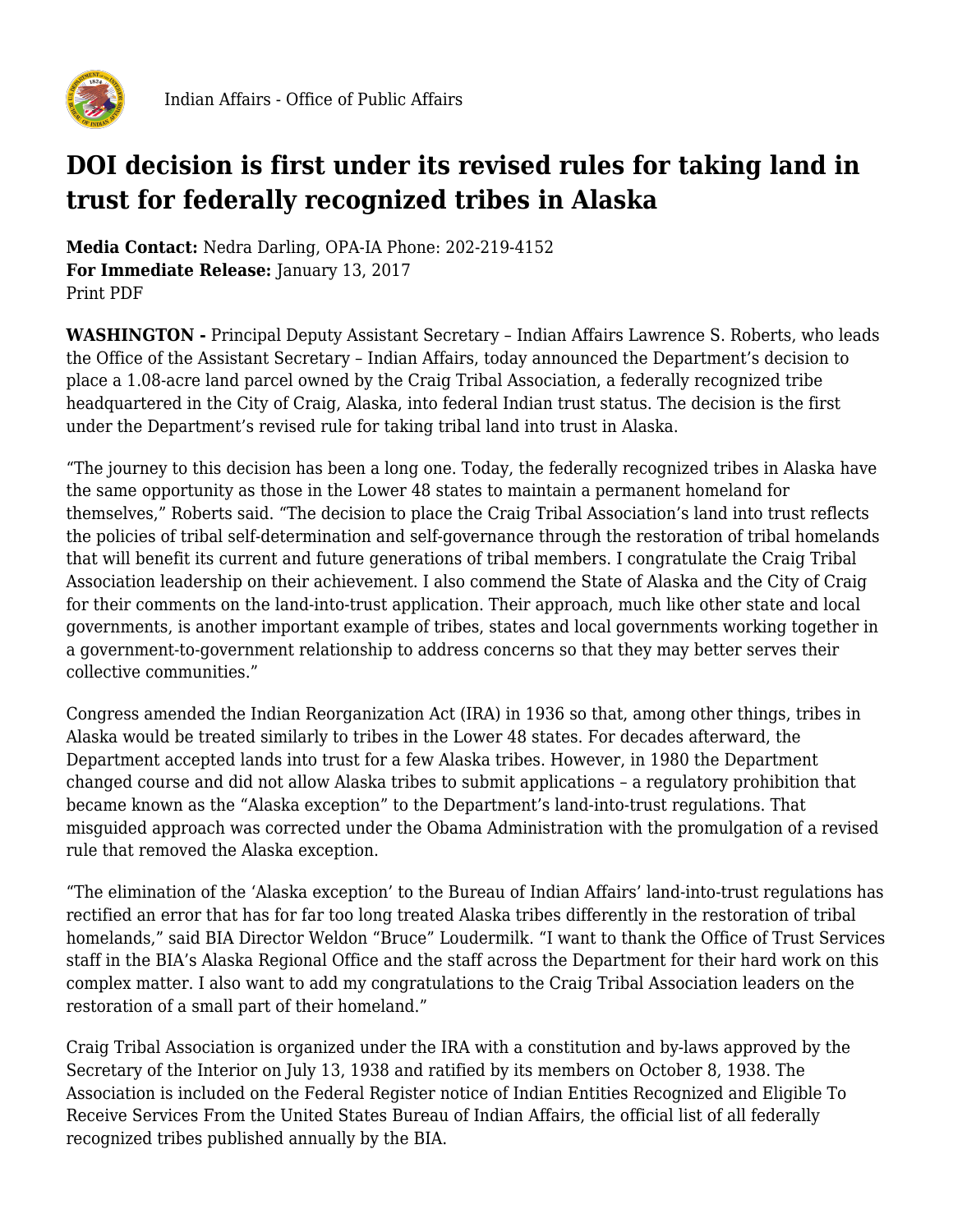Indian Affairs - Office of Public Affairs

# DOI decision is first under its revised rules for taking land in trust for federally recognized tribes in Alaska

**Media Contact:** Nedra Darling, OPA-IA Phone: 202-219-4152
**For Immediate Release:** January 13, 2017
Print PDF

**WASHINGTON -** Principal Deputy Assistant Secretary – Indian Affairs Lawrence S. Roberts, who leads the Office of the Assistant Secretary – Indian Affairs, today announced the Department's decision to place a 1.08-acre land parcel owned by the Craig Tribal Association, a federally recognized tribe headquartered in the City of Craig, Alaska, into federal Indian trust status. The decision is the first under the Department's revised rule for taking tribal land into trust in Alaska.

"The journey to this decision has been a long one. Today, the federally recognized tribes in Alaska have the same opportunity as those in the Lower 48 states to maintain a permanent homeland for themselves," Roberts said. "The decision to place the Craig Tribal Association's land into trust reflects the policies of tribal self-determination and self-governance through the restoration of tribal homelands that will benefit its current and future generations of tribal members. I congratulate the Craig Tribal Association leadership on their achievement. I also commend the State of Alaska and the City of Craig for their comments on the land-into-trust application. Their approach, much like other state and local governments, is another important example of tribes, states and local governments working together in a government-to-government relationship to address concerns so that they may better serves their collective communities."

Congress amended the Indian Reorganization Act (IRA) in 1936 so that, among other things, tribes in Alaska would be treated similarly to tribes in the Lower 48 states. For decades afterward, the Department accepted lands into trust for a few Alaska tribes. However, in 1980 the Department changed course and did not allow Alaska tribes to submit applications – a regulatory prohibition that became known as the "Alaska exception" to the Department's land-into-trust regulations. That misguided approach was corrected under the Obama Administration with the promulgation of a revised rule that removed the Alaska exception.

"The elimination of the 'Alaska exception' to the Bureau of Indian Affairs' land-into-trust regulations has rectified an error that has for far too long treated Alaska tribes differently in the restoration of tribal homelands," said BIA Director Weldon "Bruce" Loudermilk. "I want to thank the Office of Trust Services staff in the BIA's Alaska Regional Office and the staff across the Department for their hard work on this complex matter. I also want to add my congratulations to the Craig Tribal Association leaders on the restoration of a small part of their homeland."

Craig Tribal Association is organized under the IRA with a constitution and by-laws approved by the Secretary of the Interior on July 13, 1938 and ratified by its members on October 8, 1938. The Association is included on the Federal Register notice of Indian Entities Recognized and Eligible To Receive Services From the United States Bureau of Indian Affairs, the official list of all federally recognized tribes published annually by the BIA.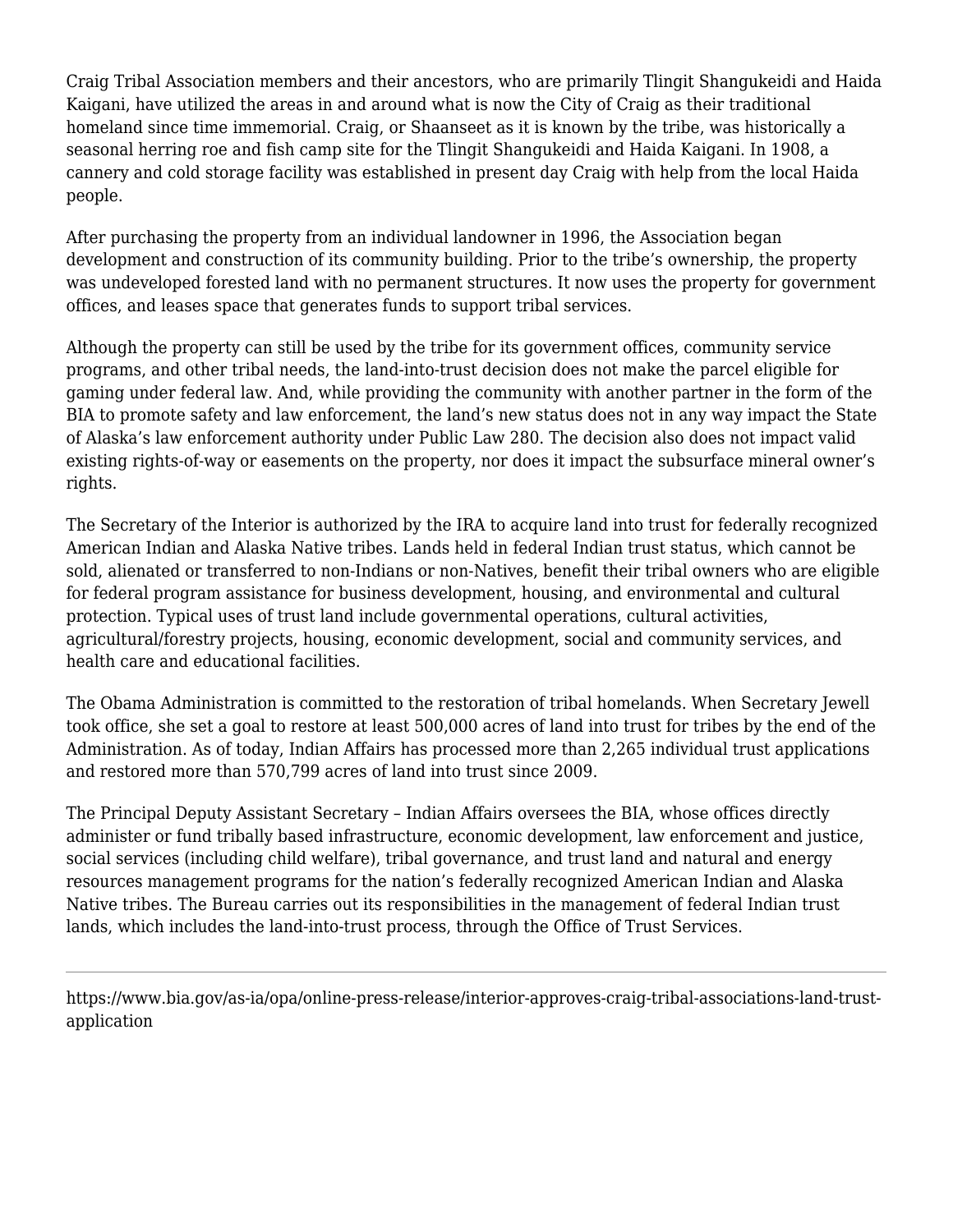Craig Tribal Association members and their ancestors, who are primarily Tlingit Shangukeidi and Haida Kaigani, have utilized the areas in and around what is now the City of Craig as their traditional homeland since time immemorial. Craig, or Shaanseet as it is known by the tribe, was historically a seasonal herring roe and fish camp site for the Tlingit Shangukeidi and Haida Kaigani. In 1908, a cannery and cold storage facility was established in present day Craig with help from the local Haida people.

After purchasing the property from an individual landowner in 1996, the Association began development and construction of its community building. Prior to the tribe's ownership, the property was undeveloped forested land with no permanent structures. It now uses the property for government offices, and leases space that generates funds to support tribal services.

Although the property can still be used by the tribe for its government offices, community service programs, and other tribal needs, the land-into-trust decision does not make the parcel eligible for gaming under federal law. And, while providing the community with another partner in the form of the BIA to promote safety and law enforcement, the land's new status does not in any way impact the State of Alaska's law enforcement authority under Public Law 280. The decision also does not impact valid existing rights-of-way or easements on the property, nor does it impact the subsurface mineral owner's rights.

The Secretary of the Interior is authorized by the IRA to acquire land into trust for federally recognized American Indian and Alaska Native tribes. Lands held in federal Indian trust status, which cannot be sold, alienated or transferred to non-Indians or non-Natives, benefit their tribal owners who are eligible for federal program assistance for business development, housing, and environmental and cultural protection. Typical uses of trust land include governmental operations, cultural activities, agricultural/forestry projects, housing, economic development, social and community services, and health care and educational facilities.

The Obama Administration is committed to the restoration of tribal homelands. When Secretary Jewell took office, she set a goal to restore at least 500,000 acres of land into trust for tribes by the end of the Administration. As of today, Indian Affairs has processed more than 2,265 individual trust applications and restored more than 570,799 acres of land into trust since 2009.

The Principal Deputy Assistant Secretary – Indian Affairs oversees the BIA, whose offices directly administer or fund tribally based infrastructure, economic development, law enforcement and justice, social services (including child welfare), tribal governance, and trust land and natural and energy resources management programs for the nation's federally recognized American Indian and Alaska Native tribes. The Bureau carries out its responsibilities in the management of federal Indian trust lands, which includes the land-into-trust process, through the Office of Trust Services.

---

https://www.bia.gov/as-ia/opa/online-press-release/interior-approves-craig-tribal-associations-land-trust-application